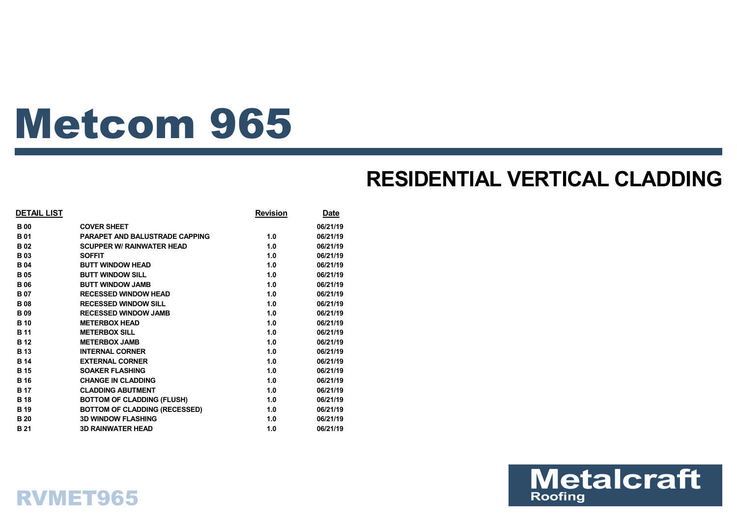# Metcom 965

## RESIDENTIAL VERTICAL CLADDING

| DETAIL LIST | | Revision | Date |
|---|---|---|---|
| B 00 | COVER SHEET | | 06/21/19 |
| B 01 | PARAPET AND BALUSTRADE CAPPING | 1.0 | 06/21/19 |
| B 02 | SCUPPER W/ RAINWATER HEAD | 1.0 | 06/21/19 |
| B 03 | SOFFIT | 1.0 | 06/21/19 |
| B 04 | BUTT WINDOW HEAD | 1.0 | 06/21/19 |
| B 05 | BUTT WINDOW SILL | 1.0 | 06/21/19 |
| B 06 | BUTT WINDOW JAMB | 1.0 | 06/21/19 |
| B 07 | RECESSED WINDOW HEAD | 1.0 | 06/21/19 |
| B 08 | RECESSED WINDOW SILL | 1.0 | 06/21/19 |
| B 09 | RECESSED WINDOW JAMB | 1.0 | 06/21/19 |
| B 10 | METERBOX HEAD | 1.0 | 06/21/19 |
| B 11 | METERBOX SILL | 1.0 | 06/21/19 |
| B 12 | METERBOX JAMB | 1.0 | 06/21/19 |
| B 13 | INTERNAL CORNER | 1.0 | 06/21/19 |
| B 14 | EXTERNAL CORNER | 1.0 | 06/21/19 |
| B 15 | SOAKER FLASHING | 1.0 | 06/21/19 |
| B 16 | CHANGE IN CLADDING | 1.0 | 06/21/19 |
| B 17 | CLADDING ABUTMENT | 1.0 | 06/21/19 |
| B 18 | BOTTOM OF CLADDING (FLUSH) | 1.0 | 06/21/19 |
| B 19 | BOTTOM OF CLADDING (RECESSED) | 1.0 | 06/21/19 |
| B 20 | 3D WINDOW FLASHING | 1.0 | 06/21/19 |
| B 21 | 3D RAINWATER HEAD | 1.0 | 06/21/19 |

RVMET965

Metalcraft Roofing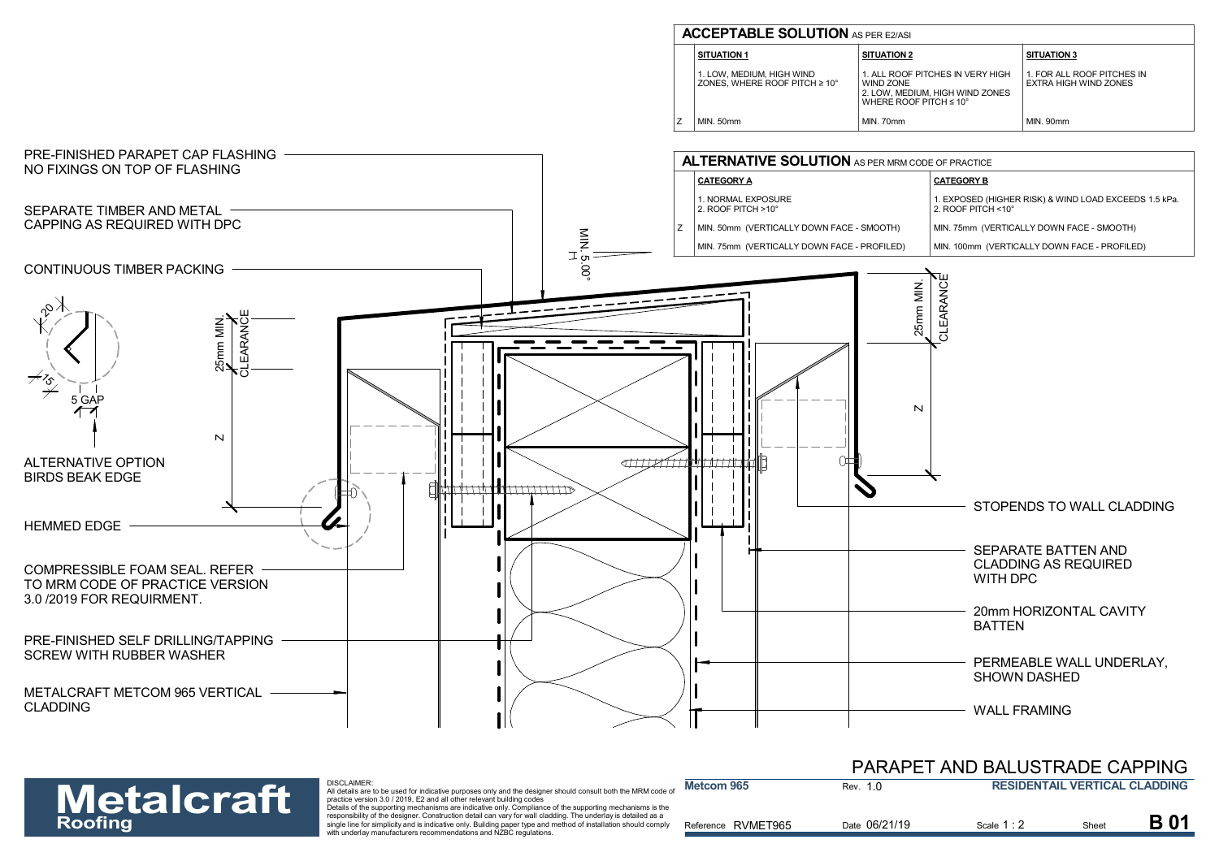## ACCEPTABLE SOLUTION AS PER E2/ASI

| | SITUATION 1 | SITUATION 2 | SITUATION 3 |
|---|---|---|---|
| | 1. LOW, MEDIUM, HIGH WIND ZONES, WHERE ROOF PITCH ≥ 10° | 1. ALL ROOF PITCHES IN VERY HIGH WIND ZONE<br>2. LOW, MEDIUM, HIGH WIND ZONES WHERE ROOF PITCH ≤ 10° | 1. FOR ALL ROOF PITCHES IN EXTRA HIGH WIND ZONES |
| Z | MIN. 50mm | MIN. 70mm | MIN. 90mm |

## ALTERNATIVE SOLUTION AS PER MRM CODE OF PRACTICE

| | CATEGORY A | CATEGORY B |
|---|---|---|
| | 1. NORMAL EXPOSURE<br>2. ROOF PITCH >10° | 1. EXPOSED (HIGHER RISK) & WIND LOAD EXCEEDS 1.5 kPa.<br>2. ROOF PITCH <10° |
| Z | MIN. 50mm (VERTICALLY DOWN FACE - SMOOTH) | MIN. 75mm (VERTICALLY DOWN FACE - SMOOTH) |
| | MIN. 75mm (VERTICALLY DOWN FACE - PROFILED) | MIN. 100mm (VERTICALLY DOWN FACE - PROFILED) |

PRE-FINISHED PARAPET CAP FLASHING
NO FIXINGS ON TOP OF FLASHING

SEPARATE TIMBER AND METAL
CAPPING AS REQUIRED WITH DPC

CONTINUOUS TIMBER PACKING

MIN. 5.00°

25mm MIN. CLEARANCE

Z

20

15

5 GAP

ALTERNATIVE OPTION
BIRDS BEAK EDGE

HEMMED EDGE

COMPRESSIBLE FOAM SEAL. REFER TO MRM CODE OF PRACTICE VERSION 3.0 /2019 FOR REQUIRMENT.

PRE-FINISHED SELF DRILLING/TAPPING SCREW WITH RUBBER WASHER

METALCRAFT METCOM 965 VERTICAL CLADDING

STOPENDS TO WALL CLADDING

SEPARATE BATTEN AND CLADDING AS REQUIRED WITH DPC

20mm HORIZONTAL CAVITY BATTEN

PERMEABLE WALL UNDERLAY, SHOWN DASHED

WALL FRAMING

# PARAPET AND BALUSTRADE CAPPING

**Metalcraft Roofing**

DISCLAIMER:
All details are to be used for indicative purposes only and the designer should consult both the MRM code of practice version 3.0 / 2019, E2 and all other relevant building codes
Details of the supporting mechanisms are indicative only. Compliance of the supporting mechanisms is the responsibility of the designer. Construction detail can vary for wall cladding. The underlay is detailed as a single line for simplicity and is indicative only. Building paper type and method of installation should comply with underlay manufacturers recommendations and NZBC regulations.

| | | | | |
|---|---|---|---|---|
| Metcom 965 | Rev. 1.0 | RESIDENTAIL VERTICAL CLADDING | | |
| Reference RVMET965 | Date 06/21/19 | Scale 1 : 2 | Sheet | B 01 |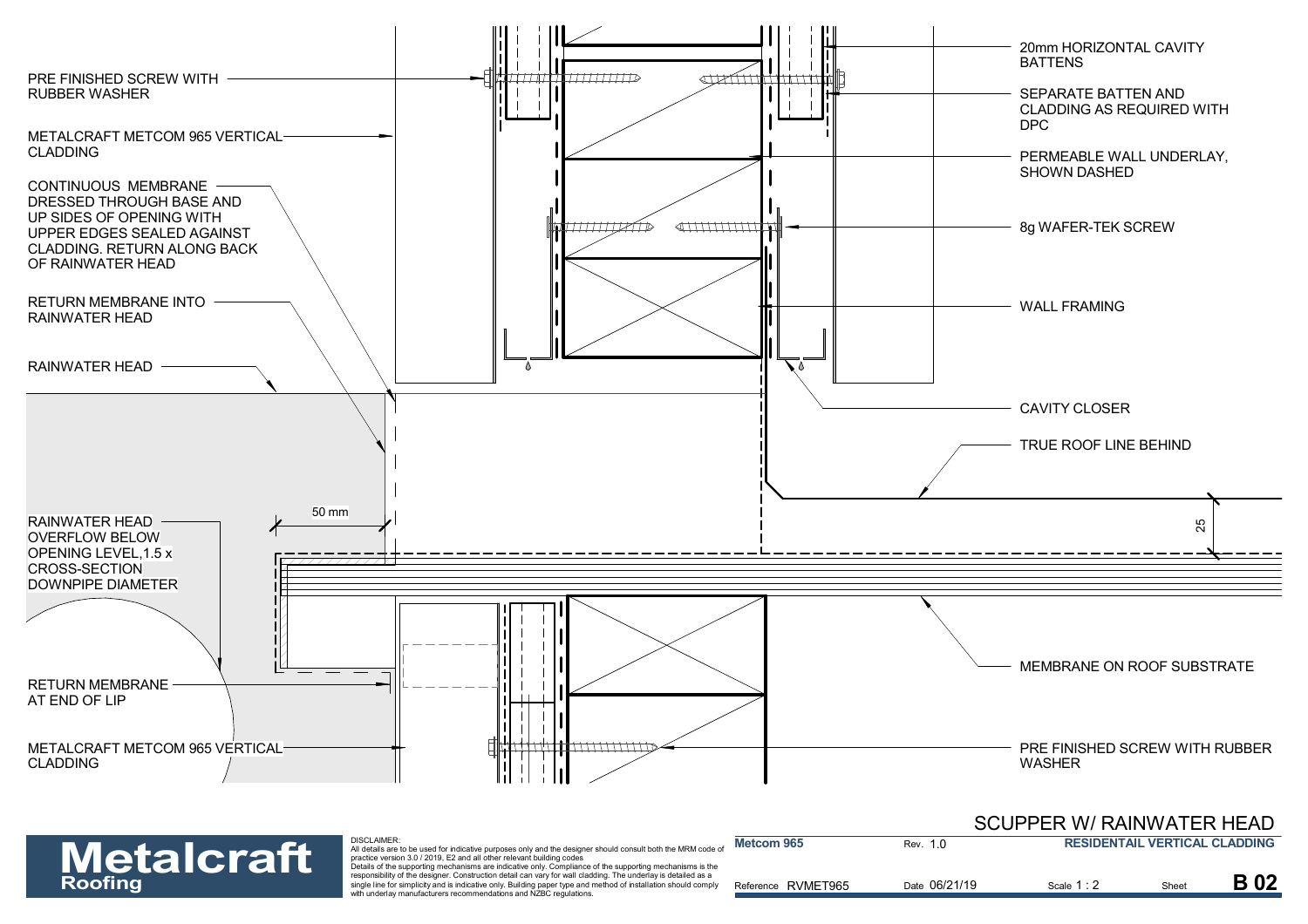PRE FINISHED SCREW WITH RUBBER WASHER

METALCRAFT METCOM 965 VERTICAL CLADDING

CONTINUOUS MEMBRANE DRESSED THROUGH BASE AND UP SIDES OF OPENING WITH UPPER EDGES SEALED AGAINST CLADDING. RETURN ALONG BACK OF RAINWATER HEAD

RETURN MEMBRANE INTO RAINWATER HEAD

RAINWATER HEAD

RAINWATER HEAD OVERFLOW BELOW OPENING LEVEL,1.5 x CROSS-SECTION DOWNPIPE DIAMETER

50 mm

RETURN MEMBRANE AT END OF LIP

METALCRAFT METCOM 965 VERTICAL CLADDING

20mm HORIZONTAL CAVITY BATTENS

SEPARATE BATTEN AND CLADDING AS REQUIRED WITH DPC

PERMEABLE WALL UNDERLAY, SHOWN DASHED

8g WAFER-TEK SCREW

WALL FRAMING

CAVITY CLOSER

TRUE ROOF LINE BEHIND

25

MEMBRANE ON ROOF SUBSTRATE

PRE FINISHED SCREW WITH RUBBER WASHER

# SCUPPER W/ RAINWATER HEAD

**Metalcraft Roofing**

DISCLAIMER:
All details are to be used for indicative purposes only and the designer should consult both the MRM code of practice version 3.0 / 2019, E2 and all other relevant building codes
Details of the supporting mechanisms are indicative only. Compliance of the supporting mechanisms is the responsibility of the designer. Construction detail can vary for wall cladding. The underlay is detailed as a single line for simplicity and is indicative only. Building paper type and method of installation should comply with underlay manufacturers recommendations and NZBC regulations.

| | | | | |
|---|---|---|---|---|
| **Metcom 965** | Rev. 1.0 | **RESIDENTAIL VERTICAL CLADDING** | | |
| Reference RVMET965 | Date 06/21/19 | Scale 1 : 2 | Sheet | **B 02** |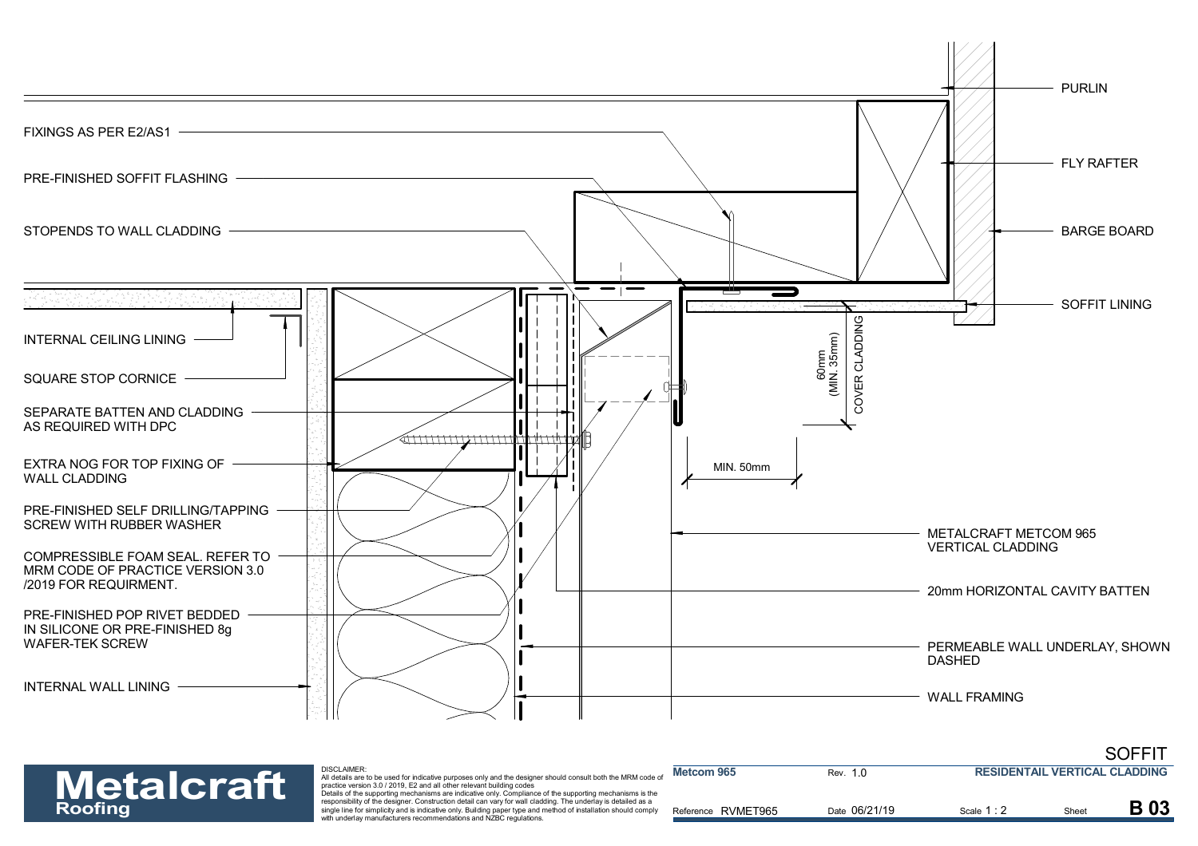FIXINGS AS PER E2/AS1

PRE-FINISHED SOFFIT FLASHING

STOPENDS TO WALL CLADDING

INTERNAL CEILING LINING

SQUARE STOP CORNICE

SEPARATE BATTEN AND CLADDING AS REQUIRED WITH DPC

EXTRA NOG FOR TOP FIXING OF WALL CLADDING

PRE-FINISHED SELF DRILLING/TAPPING SCREW WITH RUBBER WASHER

COMPRESSIBLE FOAM SEAL. REFER TO MRM CODE OF PRACTICE VERSION 3.0 /2019 FOR REQUIRMENT.

PRE-FINISHED POP RIVET BEDDED IN SILICONE OR PRE-FINISHED 8g WAFER-TEK SCREW

INTERNAL WALL LINING

PURLIN

FLY RAFTER

BARGE BOARD

SOFFIT LINING

60mm (MIN. 35mm) COVER CLADDING

MIN. 50mm

METALCRAFT METCOM 965 VERTICAL CLADDING

20mm HORIZONTAL CAVITY BATTEN

PERMEABLE WALL UNDERLAY, SHOWN DASHED

WALL FRAMING

# SOFFIT

**Metalcraft Roofing**

DISCLAIMER:
All details are to be used for indicative purposes only and the designer should consult both the MRM code of practice version 3.0 / 2019, E2 and all other relevant building codes
Details of the supporting mechanisms are indicative only. Compliance of the supporting mechanisms is the responsibility of the designer. Construction detail can vary for wall cladding. The underlay is detailed as a single line for simplicity and is indicative only. Building paper type and method of installation should comply with underlay manufacturers recommendations and NZBC regulations.

| | | | |
|---|---|---|---|
| **Metcom 965** | Rev. 1.0 | **RESIDENTAIL VERTICAL CLADDING** | |
| Reference RVMET965 | Date 06/21/19 | Scale 1 : 2 | Sheet **B 03** |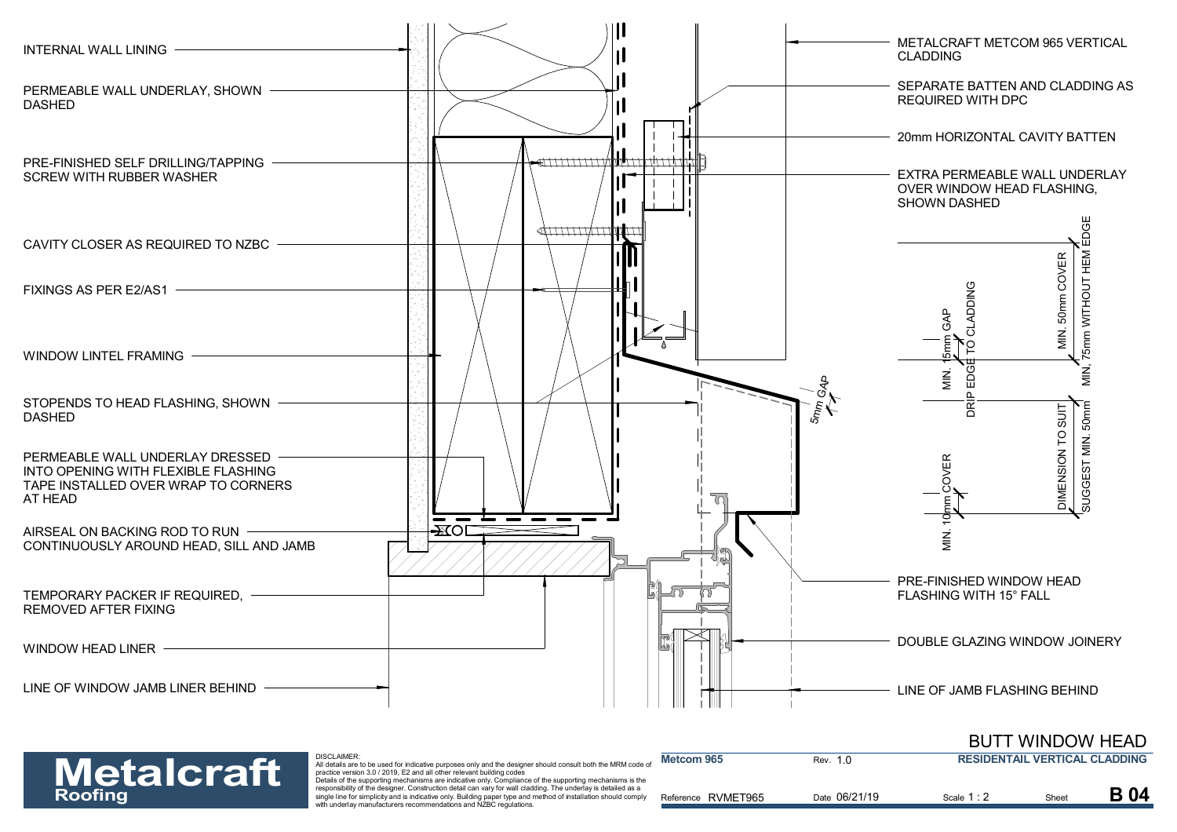INTERNAL WALL LINING

PERMEABLE WALL UNDERLAY, SHOWN DASHED

PRE-FINISHED SELF DRILLING/TAPPING SCREW WITH RUBBER WASHER

CAVITY CLOSER AS REQUIRED TO NZBC

FIXINGS AS PER E2/AS1

WINDOW LINTEL FRAMING

STOPENDS TO HEAD FLASHING, SHOWN DASHED

PERMEABLE WALL UNDERLAY DRESSED INTO OPENING WITH FLEXIBLE FLASHING TAPE INSTALLED OVER WRAP TO CORNERS AT HEAD

AIRSEAL ON BACKING ROD TO RUN CONTINUOUSLY AROUND HEAD, SILL AND JAMB

TEMPORARY PACKER IF REQUIRED, REMOVED AFTER FIXING

WINDOW HEAD LINER

LINE OF WINDOW JAMB LINER BEHIND

METALCRAFT METCOM 965 VERTICAL CLADDING

SEPARATE BATTEN AND CLADDING AS REQUIRED WITH DPC

20mm HORIZONTAL CAVITY BATTEN

EXTRA PERMEABLE WALL UNDERLAY OVER WINDOW HEAD FLASHING, SHOWN DASHED

MIN. 15mm GAP

DRIP EDGE TO CLADDING

MIN. 50mm COVER

MIN. 75mm WITHOUT HEM EDGE

5mm GAP

MIN. 10mm COVER

DIMENSION TO SUIT

SUGGEST MIN. 50mm

PRE-FINISHED WINDOW HEAD FLASHING WITH 15° FALL

DOUBLE GLAZING WINDOW JOINERY

LINE OF JAMB FLASHING BEHIND

# BUTT WINDOW HEAD

**Metalcraft Roofing**

DISCLAIMER:
All details are to be used for indicative purposes only and the designer should consult both the MRM code of practice version 3.0 / 2019, E2 and all other relevant building codes
Details of the supporting mechanisms are indicative only. Compliance of the supporting mechanisms is the responsibility of the designer. Construction detail can vary for wall cladding. The underlay is detailed as a single line for simplicity and is indicative only. Building paper type and method of installation should comply with underlay manufacturers recommendations and NZBC regulations.

| | | | |
|---|---|---|---|
| **Metcom 965** | Rev. 1.0 | **RESIDENTAIL VERTICAL CLADDING** | |
| Reference RVMET965 | Date 06/21/19 | Scale 1 : 2 | Sheet **B 04** |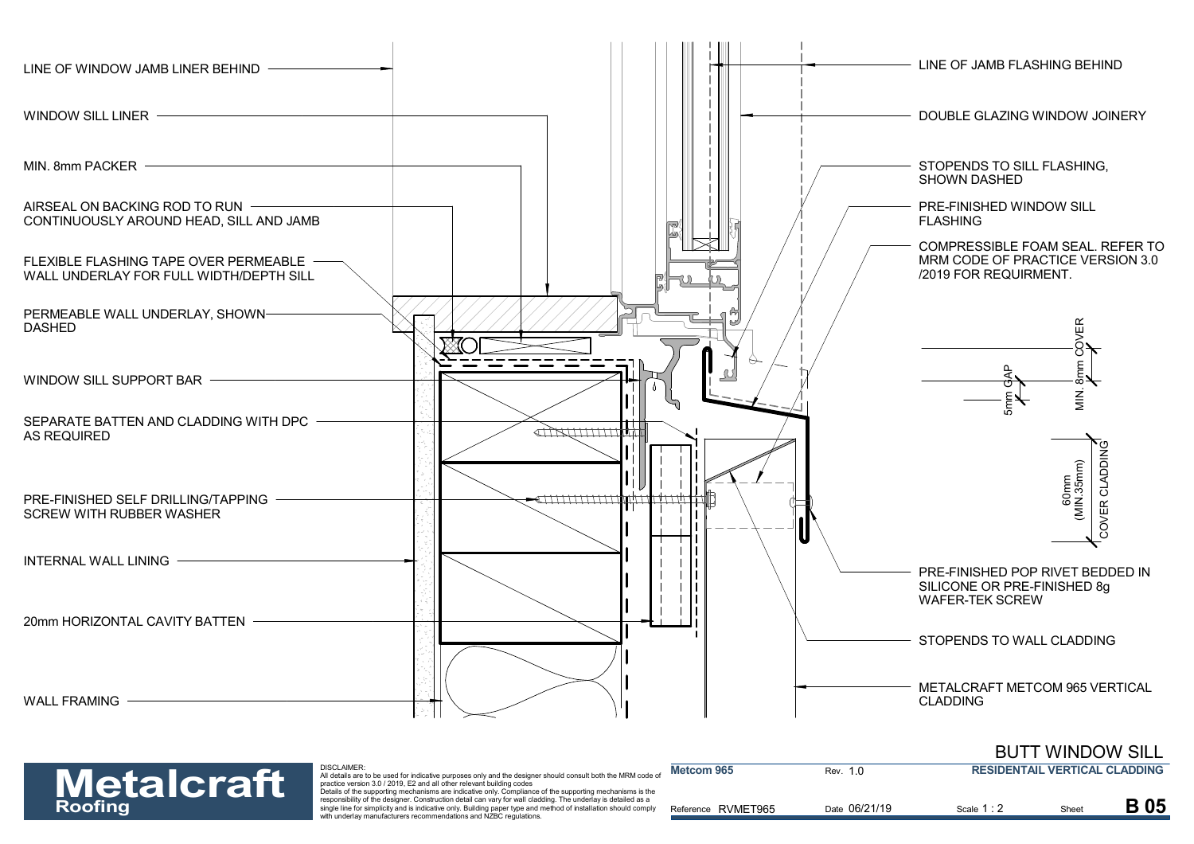LINE OF WINDOW JAMB LINER BEHIND

WINDOW SILL LINER

MIN. 8mm PACKER

AIRSEAL ON BACKING ROD TO RUN CONTINUOUSLY AROUND HEAD, SILL AND JAMB

FLEXIBLE FLASHING TAPE OVER PERMEABLE WALL UNDERLAY FOR FULL WIDTH/DEPTH SILL

PERMEABLE WALL UNDERLAY, SHOWN DASHED

WINDOW SILL SUPPORT BAR

SEPARATE BATTEN AND CLADDING WITH DPC AS REQUIRED

PRE-FINISHED SELF DRILLING/TAPPING SCREW WITH RUBBER WASHER

INTERNAL WALL LINING

20mm HORIZONTAL CAVITY BATTEN

WALL FRAMING

LINE OF JAMB FLASHING BEHIND

DOUBLE GLAZING WINDOW JOINERY

STOPENDS TO SILL FLASHING, SHOWN DASHED

PRE-FINISHED WINDOW SILL FLASHING

COMPRESSIBLE FOAM SEAL. REFER TO MRM CODE OF PRACTICE VERSION 3.0 /2019 FOR REQUIRMENT.

MIN. 8mm COVER

5mm GAP

60mm (MIN.35mm) COVER CLADDING

PRE-FINISHED POP RIVET BEDDED IN SILICONE OR PRE-FINISHED 8g WAFER-TEK SCREW

STOPENDS TO WALL CLADDING

METALCRAFT METCOM 965 VERTICAL CLADDING

# BUTT WINDOW SILL

**Metalcraft Roofing**

DISCLAIMER:
All details are to be used for indicative purposes only and the designer should consult both the MRM code of practice version 3.0 / 2019, E2 and all other relevant building codes
Details of the supporting mechanisms are indicative only. Compliance of the supporting mechanisms is the responsibility of the designer. Construction detail can vary for wall cladding. The underlay is detailed as a single line for simplicity and is indicative only. Building paper type and method of installation should comply with underlay manufacturers recommendations and NZBC regulations.

| | | | | |
|---|---|---|---|---|
| **Metcom 965** | Rev. 1.0 | **RESIDENTAIL VERTICAL CLADDING** | | |
| Reference RVMET965 | Date 06/21/19 | Scale 1 : 2 | Sheet | **B 05** |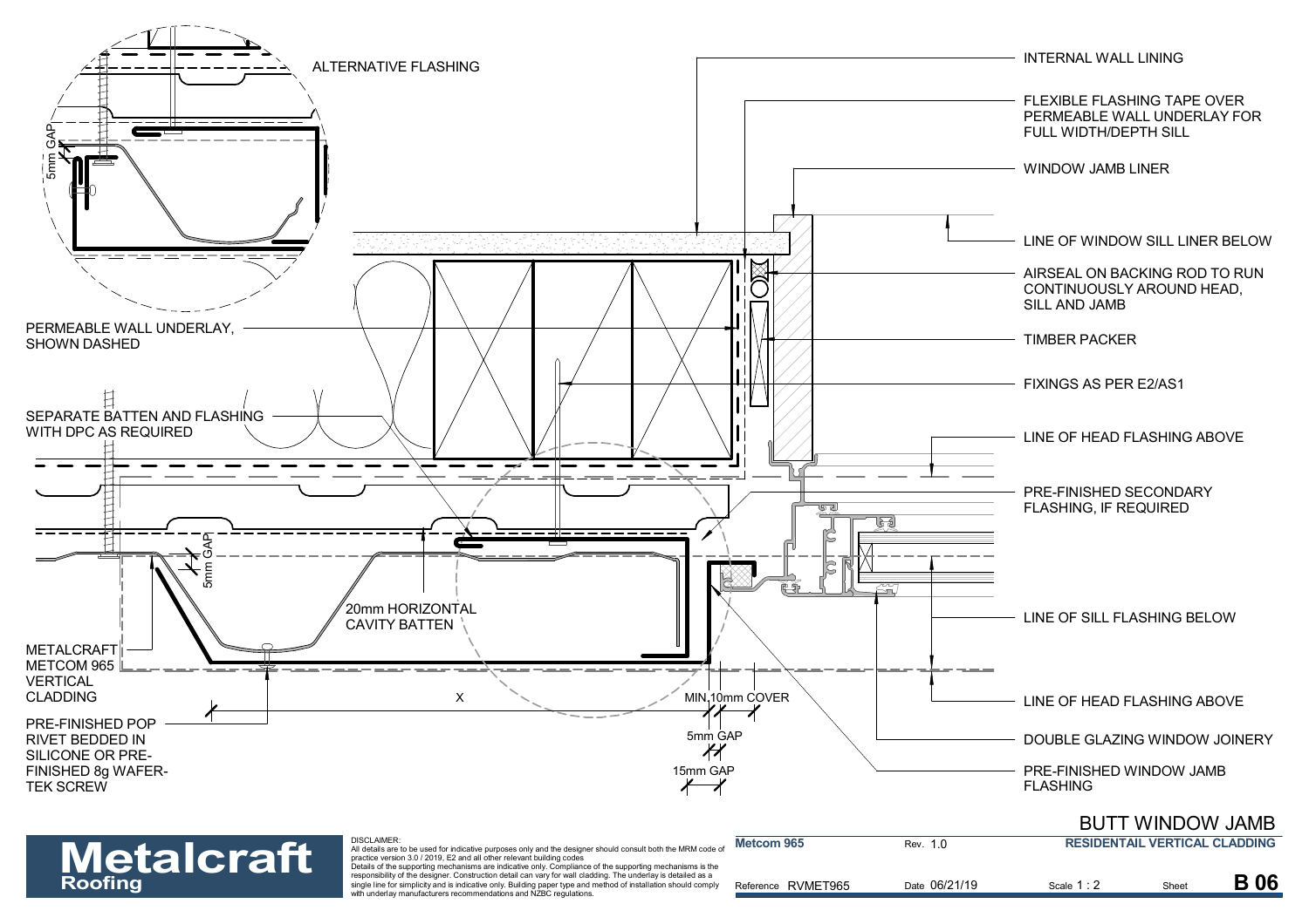ALTERNATIVE FLASHING

5mm GAP

INTERNAL WALL LINING

FLEXIBLE FLASHING TAPE OVER PERMEABLE WALL UNDERLAY FOR FULL WIDTH/DEPTH SILL

WINDOW JAMB LINER

LINE OF WINDOW SILL LINER BELOW

AIRSEAL ON BACKING ROD TO RUN CONTINUOUSLY AROUND HEAD, SILL AND JAMB

TIMBER PACKER

FIXINGS AS PER E2/AS1

LINE OF HEAD FLASHING ABOVE

PRE-FINISHED SECONDARY FLASHING, IF REQUIRED

LINE OF SILL FLASHING BELOW

LINE OF HEAD FLASHING ABOVE

DOUBLE GLAZING WINDOW JOINERY

PRE-FINISHED WINDOW JAMB FLASHING

PERMEABLE WALL UNDERLAY, SHOWN DASHED

SEPARATE BATTEN AND FLASHING WITH DPC AS REQUIRED

5mm GAP

20mm HORIZONTAL CAVITY BATTEN

METALCRAFT METCOM 965 VERTICAL CLADDING

X

MIN 10mm COVER

5mm GAP

15mm GAP

PRE-FINISHED POP RIVET BEDDED IN SILICONE OR PRE-FINISHED 8g WAFER-TEK SCREW

# BUTT WINDOW JAMB

**Metalcraft Roofing**

DISCLAIMER:
All details are to be used for indicative purposes only and the designer should consult both the MRM code of practice version 3.0 / 2019, E2 and all other relevant building codes
Details of the supporting mechanisms are indicative only. Compliance of the supporting mechanisms is the responsibility of the designer. Construction detail can vary for wall cladding. The underlay is detailed as a single line for simplicity and is indicative only. Building paper type and method of installation should comply with underlay manufacturers recommendations and NZBC regulations.

| | | | | |
|---|---|---|---|---|
| **Metcom 965** | Rev. 1.0 | **RESIDENTAIL VERTICAL CLADDING** | | |
| Reference RVMET965 | Date 06/21/19 | Scale 1 : 2 | Sheet | **B 06** |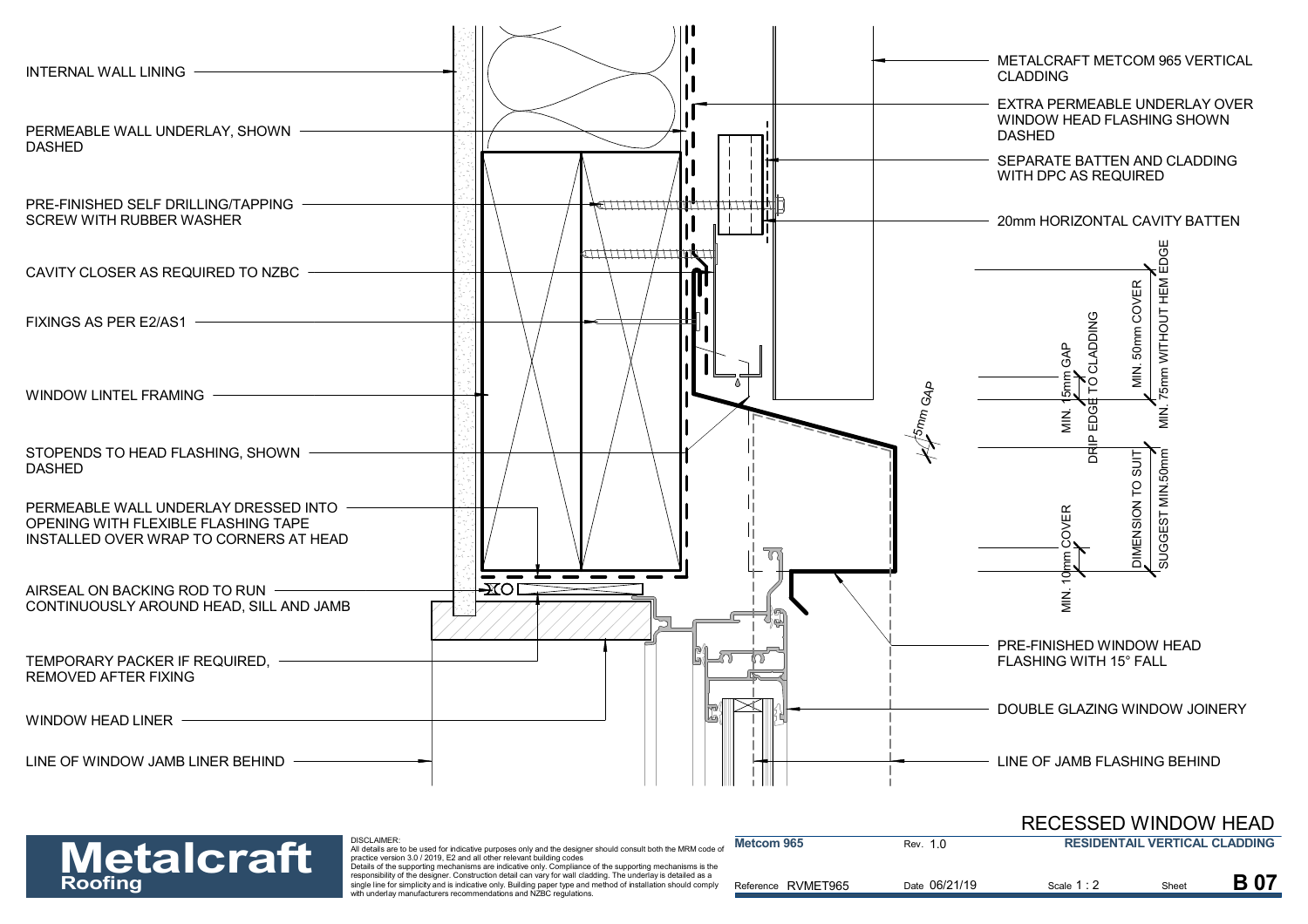INTERNAL WALL LINING

PERMEABLE WALL UNDERLAY, SHOWN DASHED

PRE-FINISHED SELF DRILLING/TAPPING SCREW WITH RUBBER WASHER

CAVITY CLOSER AS REQUIRED TO NZBC

FIXINGS AS PER E2/AS1

WINDOW LINTEL FRAMING

STOPENDS TO HEAD FLASHING, SHOWN DASHED

PERMEABLE WALL UNDERLAY DRESSED INTO OPENING WITH FLEXIBLE FLASHING TAPE INSTALLED OVER WRAP TO CORNERS AT HEAD

AIRSEAL ON BACKING ROD TO RUN CONTINUOUSLY AROUND HEAD, SILL AND JAMB

TEMPORARY PACKER IF REQUIRED, REMOVED AFTER FIXING

WINDOW HEAD LINER

LINE OF WINDOW JAMB LINER BEHIND

METALCRAFT METCOM 965 VERTICAL CLADDING

EXTRA PERMEABLE UNDERLAY OVER WINDOW HEAD FLASHING SHOWN DASHED

SEPARATE BATTEN AND CLADDING WITH DPC AS REQUIRED

20mm HORIZONTAL CAVITY BATTEN

MIN. 75mm WITHOUT HEM EDGE

MIN. 50mm COVER

DRIP EDGE TO CLADDING

MIN. 15mm GAP

5mm GAP

DIMENSION TO SUIT SUGGEST MIN.50mm

MIN. 10mm COVER

PRE-FINISHED WINDOW HEAD FLASHING WITH 15° FALL

DOUBLE GLAZING WINDOW JOINERY

LINE OF JAMB FLASHING BEHIND

**Metalcraft** Roofing

DISCLAIMER:
All details are to be used for indicative purposes only and the designer should consult both the MRM code of practice version 3.0 / 2019, E2 and all other relevant building codes
Details of the supporting mechanisms are indicative only. Compliance of the supporting mechanisms is the responsibility of the designer. Construction detail can vary for wall cladding. The underlay is detailed as a single line for simplicity and is indicative only. Building paper type and method of installation should comply with underlay manufacturers recommendations and NZBC regulations.

## RECESSED WINDOW HEAD

**RESIDENTAIL VERTICAL CLADDING**

| | | | |
|---|---|---|---|
| **Metcom 965** | Rev. 1.0 | | |
| Reference RVMET965 | Date 06/21/19 | Scale 1 : 2 | Sheet **B 07** |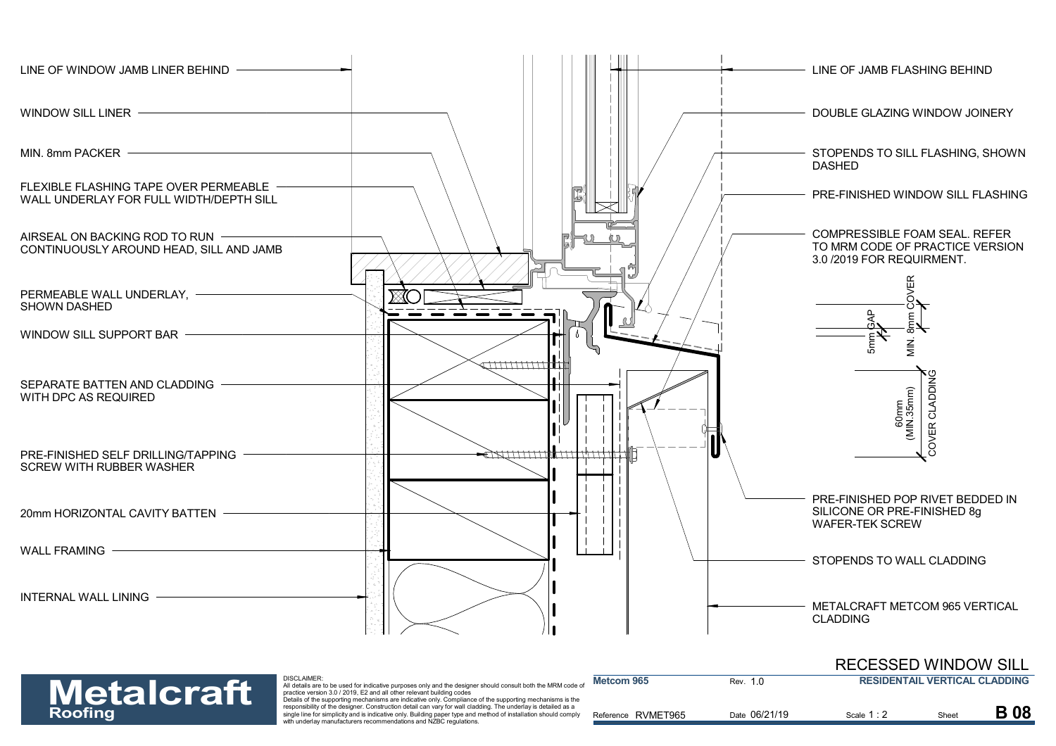LINE OF WINDOW JAMB LINER BEHIND

WINDOW SILL LINER

MIN. 8mm PACKER

FLEXIBLE FLASHING TAPE OVER PERMEABLE WALL UNDERLAY FOR FULL WIDTH/DEPTH SILL

AIRSEAL ON BACKING ROD TO RUN CONTINUOUSLY AROUND HEAD, SILL AND JAMB

PERMEABLE WALL UNDERLAY, SHOWN DASHED

WINDOW SILL SUPPORT BAR

SEPARATE BATTEN AND CLADDING WITH DPC AS REQUIRED

PRE-FINISHED SELF DRILLING/TAPPING SCREW WITH RUBBER WASHER

20mm HORIZONTAL CAVITY BATTEN

WALL FRAMING

INTERNAL WALL LINING

LINE OF JAMB FLASHING BEHIND

DOUBLE GLAZING WINDOW JOINERY

STOPENDS TO SILL FLASHING, SHOWN DASHED

PRE-FINISHED WINDOW SILL FLASHING

COMPRESSIBLE FOAM SEAL. REFER TO MRM CODE OF PRACTICE VERSION 3.0 /2019 FOR REQUIRMENT.

5mm GAP

MIN. 8mm COVER

60mm (MIN.35mm) COVER CLADDING

PRE-FINISHED POP RIVET BEDDED IN SILICONE OR PRE-FINISHED 8g WAFER-TEK SCREW

STOPENDS TO WALL CLADDING

METALCRAFT METCOM 965 VERTICAL CLADDING

# RECESSED WINDOW SILL

**Metalcraft** Roofing

DISCLAIMER:
All details are to be used for indicative purposes only and the designer should consult both the MRM code of practice version 3.0 / 2019, E2 and all other relevant building codes
Details of the supporting mechanisms are indicative only. Compliance of the supporting mechanisms is the responsibility of the designer. Construction detail can vary for wall cladding. The underlay is detailed as a single line for simplicity and is indicative only. Building paper type and method of installation should comply with underlay manufacturers recommendations and NZBC regulations.

| | | | | |
|---|---|---|---|---|
| **Metcom 965** | Rev. 1.0 | **RESIDENTAIL VERTICAL CLADDING** | | |
| Reference RVMET965 | Date 06/21/19 | Scale 1 : 2 | Sheet | **B 08** |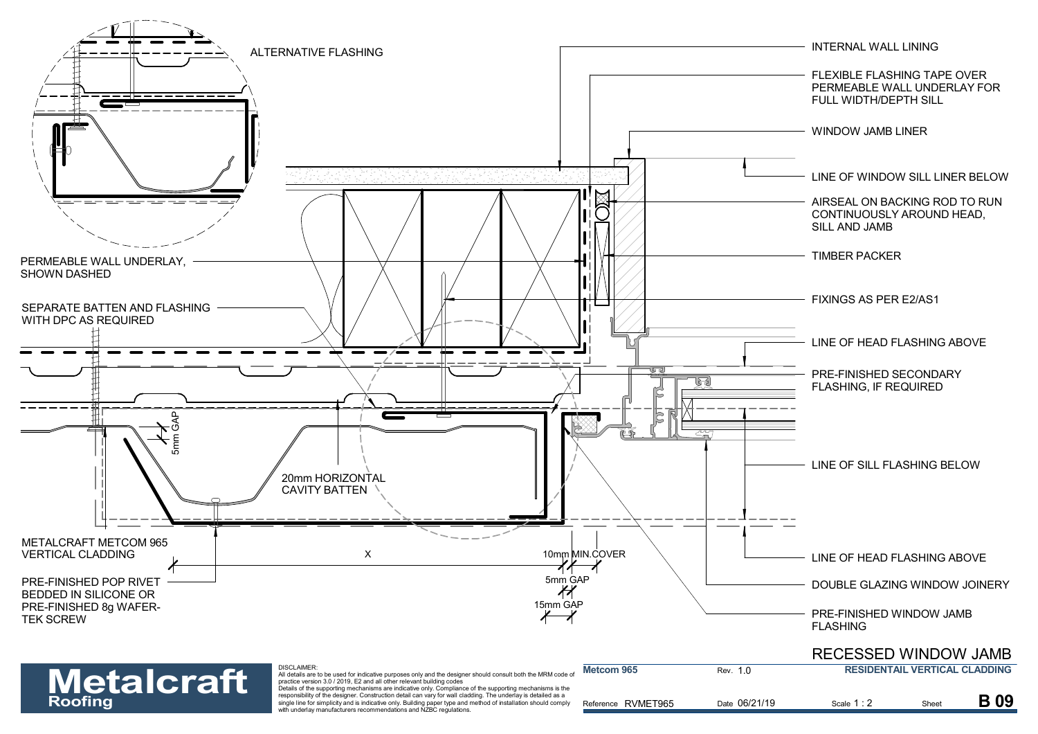ALTERNATIVE FLASHING

INTERNAL WALL LINING

FLEXIBLE FLASHING TAPE OVER PERMEABLE WALL UNDERLAY FOR FULL WIDTH/DEPTH SILL

WINDOW JAMB LINER

LINE OF WINDOW SILL LINER BELOW

AIRSEAL ON BACKING ROD TO RUN CONTINUOUSLY AROUND HEAD, SILL AND JAMB

TIMBER PACKER

PERMEABLE WALL UNDERLAY, SHOWN DASHED

FIXINGS AS PER E2/AS1

SEPARATE BATTEN AND FLASHING WITH DPC AS REQUIRED

LINE OF HEAD FLASHING ABOVE

PRE-FINISHED SECONDARY FLASHING, IF REQUIRED

5mm GAP

20mm HORIZONTAL CAVITY BATTEN

LINE OF SILL FLASHING BELOW

METALCRAFT METCOM 965 VERTICAL CLADDING

X

10mm MIN.COVER

LINE OF HEAD FLASHING ABOVE

PRE-FINISHED POP RIVET BEDDED IN SILICONE OR PRE-FINISHED 8g WAFER-TEK SCREW

5mm GAP

15mm GAP

DOUBLE GLAZING WINDOW JOINERY

PRE-FINISHED WINDOW JAMB FLASHING

# RECESSED WINDOW JAMB

**Metalcraft Roofing**

DISCLAIMER:
All details are to be used for indicative purposes only and the designer should consult both the MRM code of practice version 3.0 / 2019, E2 and all other relevant building codes
Details of the supporting mechanisms are indicative only. Compliance of the supporting mechanisms is the responsibility of the designer. Construction detail can vary for wall cladding. The underlay is detailed as a single line for simplicity and is indicative only. Building paper type and method of installation should comply with underlay manufacturers recommendations and NZBC regulations.

| | | | |
|---|---|---|---|
| **Metcom 965** | Rev. 1.0 | **RESIDENTAIL VERTICAL CLADDING** | |
| Reference RVMET965 | Date 06/21/19 | Scale 1 : 2 | Sheet **B 09** |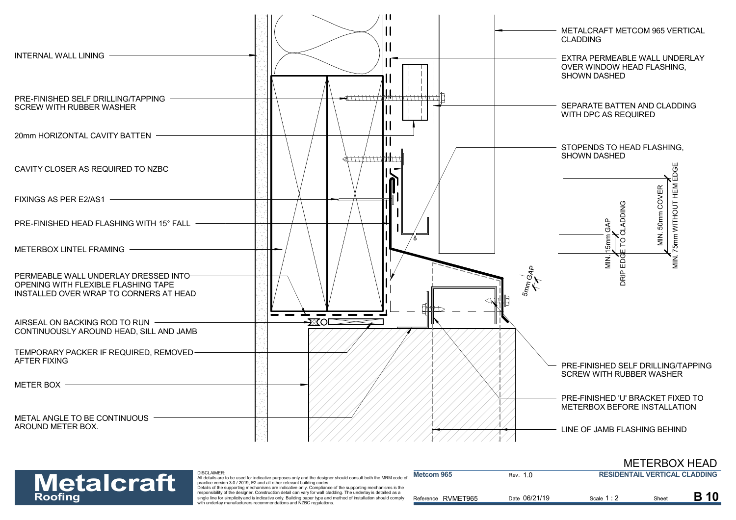INTERNAL WALL LINING

PRE-FINISHED SELF DRILLING/TAPPING SCREW WITH RUBBER WASHER

20mm HORIZONTAL CAVITY BATTEN

CAVITY CLOSER AS REQUIRED TO NZBC

FIXINGS AS PER E2/AS1

PRE-FINISHED HEAD FLASHING WITH 15° FALL

METERBOX LINTEL FRAMING

PERMEABLE WALL UNDERLAY DRESSED INTO OPENING WITH FLEXIBLE FLASHING TAPE INSTALLED OVER WRAP TO CORNERS AT HEAD

AIRSEAL ON BACKING ROD TO RUN CONTINUOUSLY AROUND HEAD, SILL AND JAMB

TEMPORARY PACKER IF REQUIRED, REMOVED AFTER FIXING

METER BOX

METAL ANGLE TO BE CONTINUOUS AROUND METER BOX.

METALCRAFT METCOM 965 VERTICAL CLADDING

EXTRA PERMEABLE WALL UNDERLAY OVER WINDOW HEAD FLASHING, SHOWN DASHED

SEPARATE BATTEN AND CLADDING WITH DPC AS REQUIRED

STOPENDS TO HEAD FLASHING, SHOWN DASHED

MIN. 15mm GAP

DRIP EDGE TO CLADDING

MIN. 50mm COVER

MIN. 75mm WITHOUT HEM EDGE

5mm GAP

PRE-FINISHED SELF DRILLING/TAPPING SCREW WITH RUBBER WASHER

PRE-FINISHED 'U' BRACKET FIXED TO METERBOX BEFORE INSTALLATION

LINE OF JAMB FLASHING BEHIND

# METERBOX HEAD

Metalcraft Roofing

DISCLAIMER:
All details are to be used for indicative purposes only and the designer should consult both the MRM code of practice version 3.0 / 2019, E2 and all other relevant building codes
Details of the supporting mechanisms are indicative only. Compliance of the supporting mechanisms is the responsibility of the designer. Construction detail can vary for wall cladding. The underlay is detailed as a single line for simplicity and is indicative only. Building paper type and method of installation should comply with underlay manufacturers recommendations and NZBC regulations.

| | | | | |
|---|---|---|---|---|
| Metcom 965 | Rev. 1.0 | RESIDENTAIL VERTICAL CLADDING | | |
| Reference RVMET965 | Date 06/21/19 | Scale 1 : 2 | Sheet | B 10 |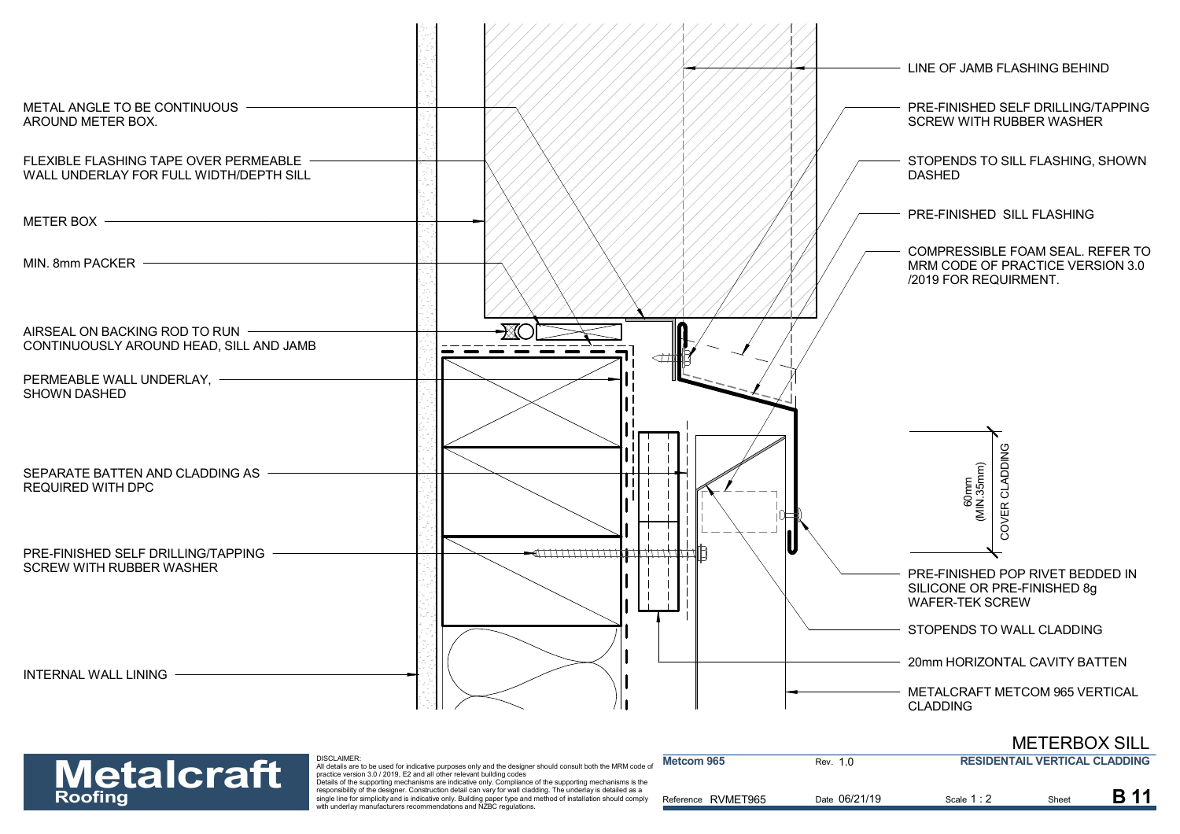METAL ANGLE TO BE CONTINUOUS AROUND METER BOX.

FLEXIBLE FLASHING TAPE OVER PERMEABLE WALL UNDERLAY FOR FULL WIDTH/DEPTH SILL

METER BOX

MIN. 8mm PACKER

AIRSEAL ON BACKING ROD TO RUN CONTINUOUSLY AROUND HEAD, SILL AND JAMB

PERMEABLE WALL UNDERLAY, SHOWN DASHED

SEPARATE BATTEN AND CLADDING AS REQUIRED WITH DPC

PRE-FINISHED SELF DRILLING/TAPPING SCREW WITH RUBBER WASHER

INTERNAL WALL LINING

LINE OF JAMB FLASHING BEHIND

PRE-FINISHED SELF DRILLING/TAPPING SCREW WITH RUBBER WASHER

STOPENDS TO SILL FLASHING, SHOWN DASHED

PRE-FINISHED SILL FLASHING

COMPRESSIBLE FOAM SEAL. REFER TO MRM CODE OF PRACTICE VERSION 3.0 /2019 FOR REQUIRMENT.

60mm (MIN.35mm) COVER CLADDING

PRE-FINISHED POP RIVET BEDDED IN SILICONE OR PRE-FINISHED 8g WAFER-TEK SCREW

STOPENDS TO WALL CLADDING

20mm HORIZONTAL CAVITY BATTEN

METALCRAFT METCOM 965 VERTICAL CLADDING

# METERBOX SILL

**Metalcraft Roofing**

DISCLAIMER:
All details are to be used for indicative purposes only and the designer should consult both the MRM code of practice version 3.0 / 2019, E2 and all other relevant building codes
Details of the supporting mechanisms are indicative only. Compliance of the supporting mechanisms is the responsibility of the designer. Construction detail can vary for wall cladding. The underlay is detailed as a single line for simplicity and is indicative only. Building paper type and method of installation should comply with underlay manufacturers recommendations and NZBC regulations.

| | | | |
|---|---|---|---|
| **Metcom 965** | Rev. 1.0 | **RESIDENTAIL VERTICAL CLADDING** | |
| Reference RVMET965 | Date 06/21/19 | Scale 1 : 2 | Sheet **B 11** |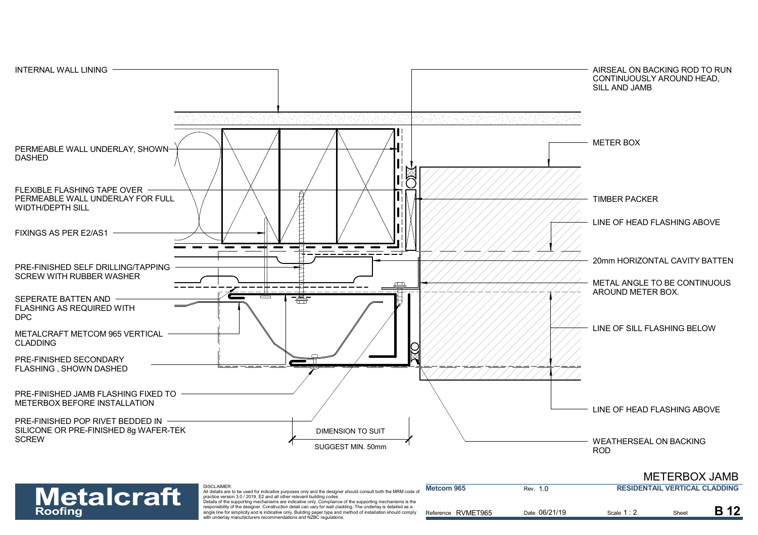INTERNAL WALL LINING

PERMEABLE WALL UNDERLAY, SHOWN DASHED

FLEXIBLE FLASHING TAPE OVER PERMEABLE WALL UNDERLAY FOR FULL WIDTH/DEPTH SILL

FIXINGS AS PER E2/AS1

PRE-FINISHED SELF DRILLING/TAPPING SCREW WITH RUBBER WASHER

SEPERATE BATTEN AND FLASHING AS REQUIRED WITH DPC

METALCRAFT METCOM 965 VERTICAL CLADDING

PRE-FINISHED SECONDARY FLASHING , SHOWN DASHED

PRE-FINISHED JAMB FLASHING FIXED TO METERBOX BEFORE INSTALLATION

PRE-FINISHED POP RIVET BEDDED IN SILICONE OR PRE-FINISHED 8g WAFER-TEK SCREW

DIMENSION TO SUIT

SUGGEST MIN. 50mm

AIRSEAL ON BACKING ROD TO RUN CONTINUOUSLY AROUND HEAD, SILL AND JAMB

METER BOX

TIMBER PACKER

LINE OF HEAD FLASHING ABOVE

20mm HORIZONTAL CAVITY BATTEN

METAL ANGLE TO BE CONTINUOUS AROUND METER BOX.

LINE OF SILL FLASHING BELOW

LINE OF HEAD FLASHING ABOVE

WEATHERSEAL ON BACKING ROD

# METERBOX JAMB

**Metalcraft Roofing**

DISCLAIMER:
All details are to be used for indicative purposes only and the designer should consult both the MRM code of practice version 3.0 / 2019, E2 and all other relevant building codes
Details of the supporting mechanisms are indicative only. Compliance of the supporting mechanisms is the responsibility of the designer. Construction detail can vary for wall cladding. The underlay is detailed as a single line for simplicity and is indicative only. Building paper type and method of installation should comply with underlay manufacturers recommendations and NZBC regulations.

| | | | | |
|---|---|---|---|---|
| **Metcom 965** | Rev. 1.0 | **RESIDENTAIL VERTICAL CLADDING** | | |
| Reference RVMET965 | Date 06/21/19 | Scale 1 : 2 | Sheet | **B 12** |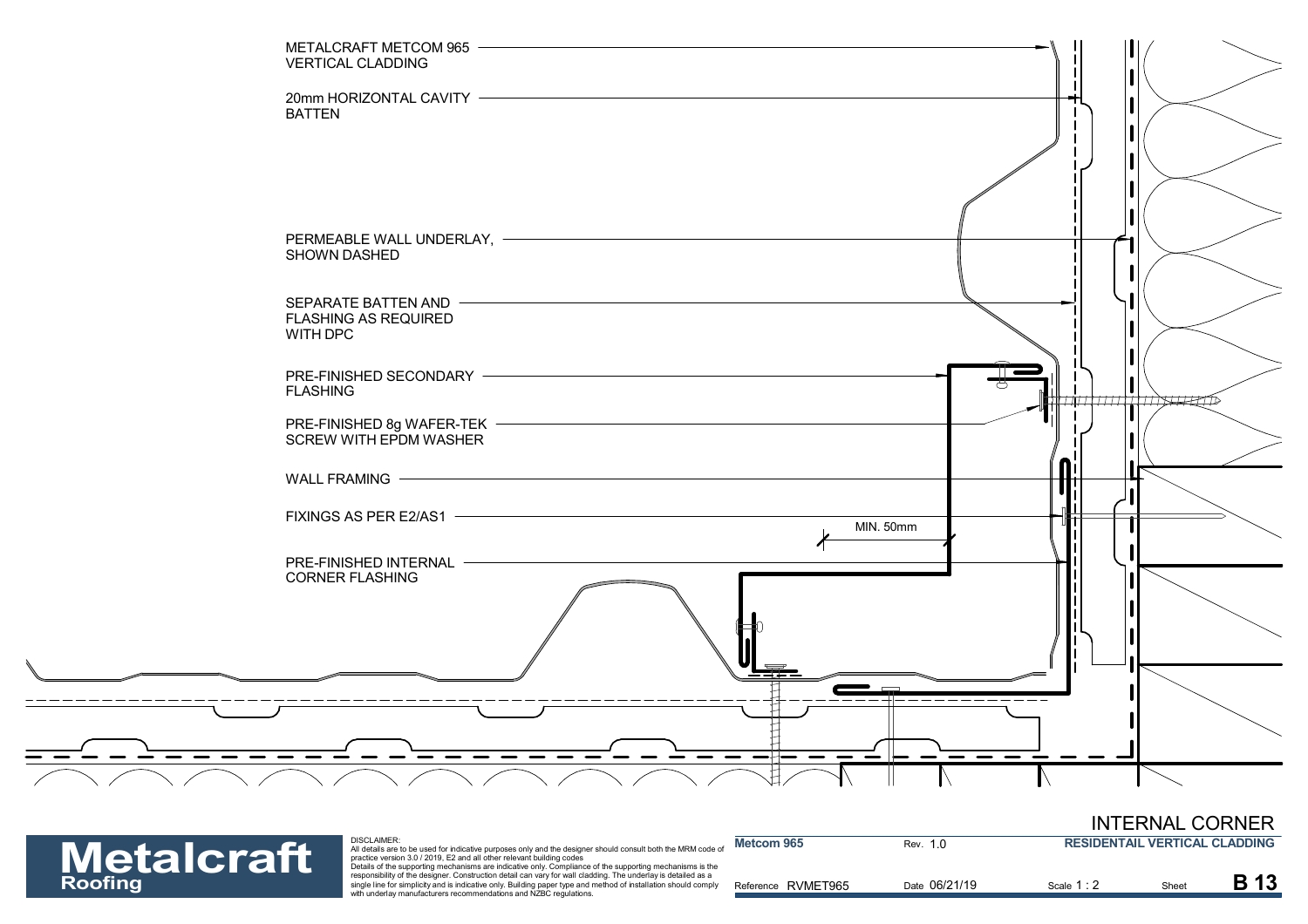METALCRAFT METCOM 965
VERTICAL CLADDING

20mm HORIZONTAL CAVITY
BATTEN

PERMEABLE WALL UNDERLAY,
SHOWN DASHED

SEPARATE BATTEN AND
FLASHING AS REQUIRED
WITH DPC

PRE-FINISHED SECONDARY
FLASHING

PRE-FINISHED 8g WAFER-TEK
SCREW WITH EPDM WASHER

WALL FRAMING

FIXINGS AS PER E2/AS1

MIN. 50mm

PRE-FINISHED INTERNAL
CORNER FLASHING

# INTERNAL CORNER

**Metalcraft**
**Roofing**

DISCLAIMER:
All details are to be used for indicative purposes only and the designer should consult both the MRM code of practice version 3.0 / 2019, E2 and all other relevant building codes
Details of the supporting mechanisms are indicative only. Compliance of the supporting mechanisms is the responsibility of the designer. Construction detail can vary for wall cladding. The underlay is detailed as a single line for simplicity and is indicative only. Building paper type and method of installation should comply with underlay manufacturers recommendations and NZBC regulations.

| | | | |
|---|---|---|---|
| **Metcom 965** | Rev. 1.0 | **RESIDENTAIL VERTICAL CLADDING** | |
| Reference RVMET965 | Date 06/21/19 | Scale 1 : 2 | Sheet **B 13** |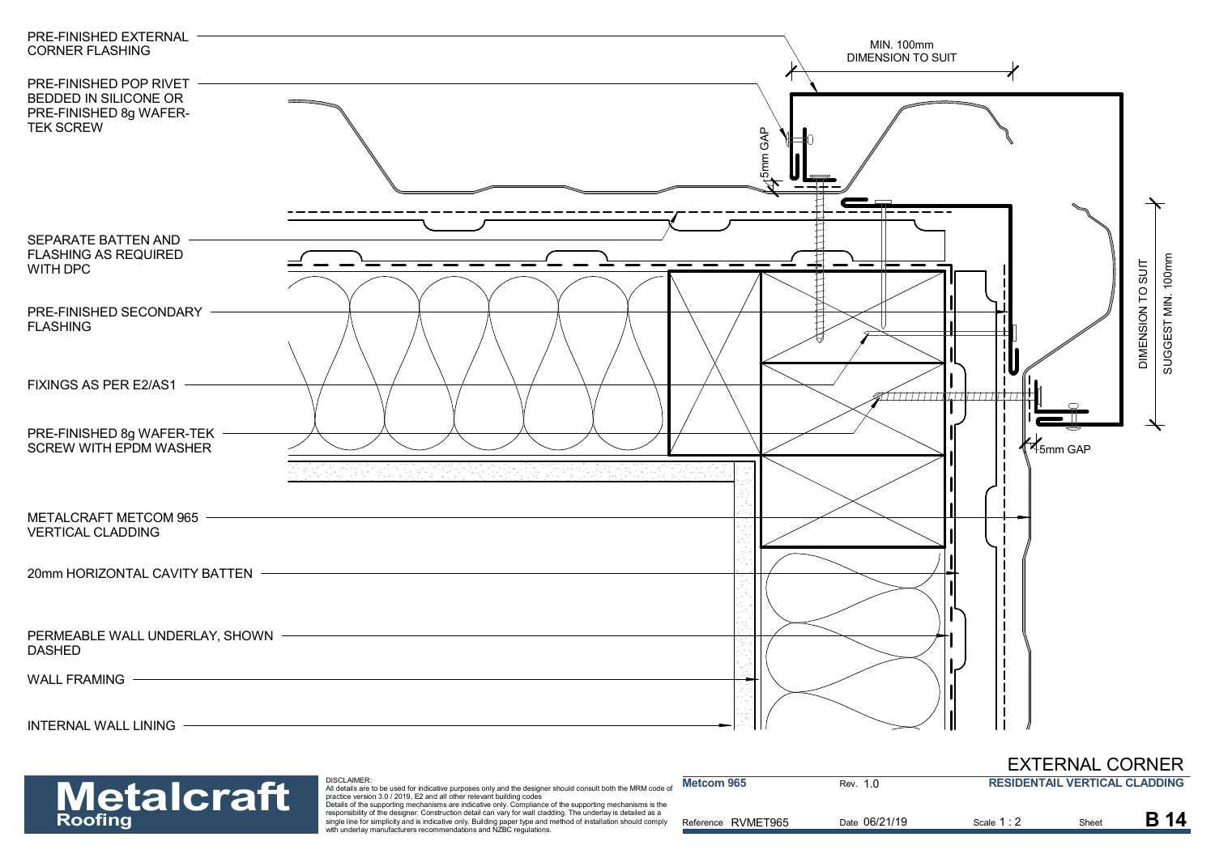PRE-FINISHED EXTERNAL CORNER FLASHING

PRE-FINISHED POP RIVET BEDDED IN SILICONE OR PRE-FINISHED 8g WAFER-TEK SCREW

SEPARATE BATTEN AND FLASHING AS REQUIRED WITH DPC

PRE-FINISHED SECONDARY FLASHING

FIXINGS AS PER E2/AS1

PRE-FINISHED 8g WAFER-TEK SCREW WITH EPDM WASHER

METALCRAFT METCOM 965 VERTICAL CLADDING

20mm HORIZONTAL CAVITY BATTEN

PERMEABLE WALL UNDERLAY, SHOWN DASHED

WALL FRAMING

INTERNAL WALL LINING

MIN. 100mm DIMENSION TO SUIT

5mm GAP

DIMENSION TO SUIT

SUGGEST MIN. 100mm

5mm GAP

# EXTERNAL CORNER

**Metalcraft Roofing**

DISCLAIMER:
All details are to be used for indicative purposes only and the designer should consult both the MRM code of practice version 3.0 / 2019, E2 and all other relevant building codes
Details of the supporting mechanisms are indicative only. Compliance of the supporting mechanisms is the responsibility of the designer. Construction detail can vary for wall cladding. The underlay is detailed as a single line for simplicity and is indicative only. Building paper type and method of installation should comply with underlay manufacturers recommendations and NZBC regulations.

| | | | | |
|---|---|---|---|---|
| **Metcom 965** | Rev. 1.0 | **RESIDENTAIL VERTICAL CLADDING** | | |
| Reference RVMET965 | Date 06/21/19 | Scale 1 : 2 | Sheet | **B 14** |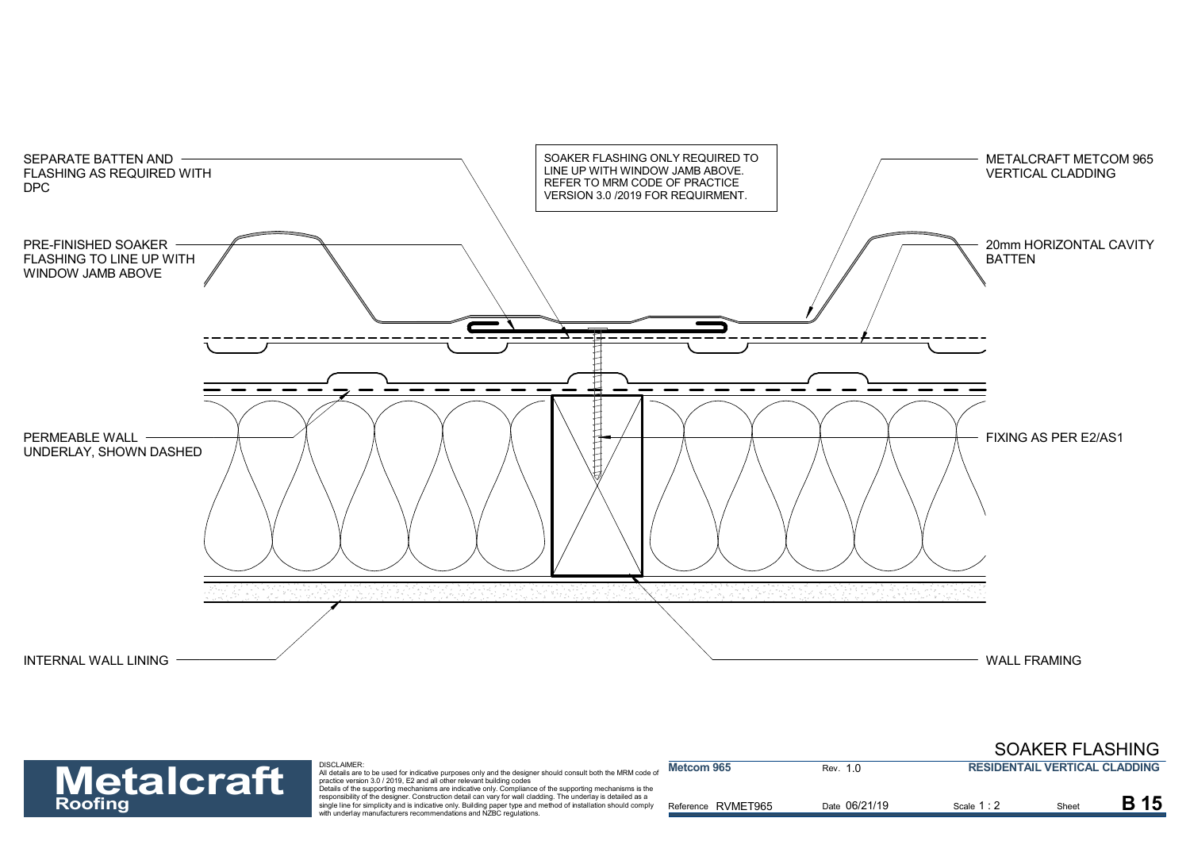SEPARATE BATTEN AND FLASHING AS REQUIRED WITH DPC

SOAKER FLASHING ONLY REQUIRED TO LINE UP WITH WINDOW JAMB ABOVE. REFER TO MRM CODE OF PRACTICE VERSION 3.0 /2019 FOR REQUIRMENT.

METALCRAFT METCOM 965 VERTICAL CLADDING

PRE-FINISHED SOAKER FLASHING TO LINE UP WITH WINDOW JAMB ABOVE

20mm HORIZONTAL CAVITY BATTEN

PERMEABLE WALL UNDERLAY, SHOWN DASHED

FIXING AS PER E2/AS1

INTERNAL WALL LINING

WALL FRAMING

**Metalcraft Roofing**

DISCLAIMER:
All details are to be used for indicative purposes only and the designer should consult both the MRM code of practice version 3.0 / 2019, E2 and all other relevant building codes
Details of the supporting mechanisms are indicative only. Compliance of the supporting mechanisms is the responsibility of the designer. Construction detail can vary for wall cladding. The underlay is detailed as a single line for simplicity and is indicative only. Building paper type and method of installation should comply with underlay manufacturers recommendations and NZBC regulations.

## SOAKER FLASHING

| | | | | |
|---|---|---|---|---|
| **Metcom 965** | Rev. 1.0 | **RESIDENTAIL VERTICAL CLADDING** | | |
| Reference RVMET965 | Date 06/21/19 | Scale 1 : 2 | Sheet | **B 15** |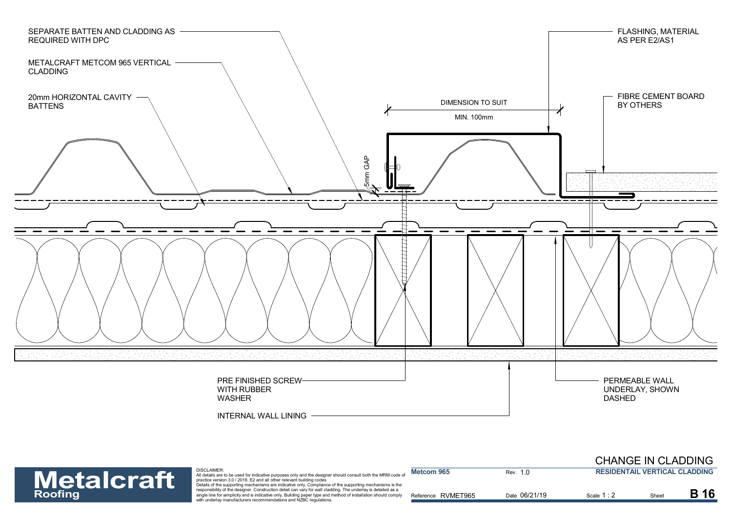SEPARATE BATTEN AND CLADDING AS REQUIRED WITH DPC

METALCRAFT METCOM 965 VERTICAL CLADDING

20mm HORIZONTAL CAVITY BATTENS

DIMENSION TO SUIT

MIN. 100mm

5mm GAP

FLASHING, MATERIAL AS PER E2/AS1

FIBRE CEMENT BOARD BY OTHERS

PRE FINISHED SCREW WITH RUBBER WASHER

INTERNAL WALL LINING

PERMEABLE WALL UNDERLAY, SHOWN DASHED

# CHANGE IN CLADDING

**Metalcraft Roofing**

DISCLAIMER:
All details are to be used for indicative purposes only and the designer should consult both the MRM code of practice version 3.0 / 2019, E2 and all other relevant building codes
Details of the supporting mechanisms are indicative only. Compliance of the supporting mechanisms is the responsibility of the designer. Construction detail can vary for wall cladding. The underlay is detailed as a single line for simplicity and is indicative only. Building paper type and method of installation should comply with underlay manufacturers recommendations and NZBC regulations.

| | | | | |
|---|---|---|---|---|
| **Metcom 965** | Rev. 1.0 | **RESIDENTAIL VERTICAL CLADDING** | | |
| Reference RVMET965 | Date 06/21/19 | Scale 1 : 2 | Sheet | **B 16** |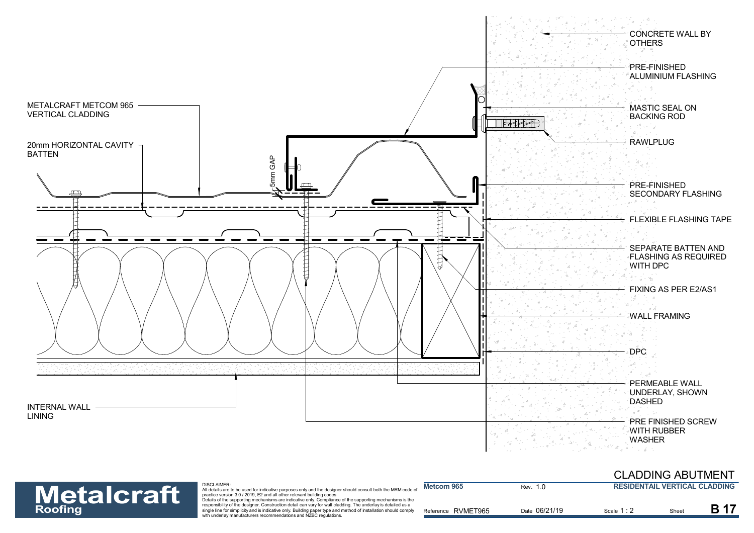CONCRETE WALL BY OTHERS

PRE-FINISHED ALUMINIUM FLASHING

MASTIC SEAL ON BACKING ROD

RAWLPLUG

PRE-FINISHED SECONDARY FLASHING

FLEXIBLE FLASHING TAPE

SEPARATE BATTEN AND FLASHING AS REQUIRED WITH DPC

FIXING AS PER E2/AS1

WALL FRAMING

DPC

PERMEABLE WALL UNDERLAY, SHOWN DASHED

PRE FINISHED SCREW WITH RUBBER WASHER

METALCRAFT METCOM 965 VERTICAL CLADDING

20mm HORIZONTAL CAVITY BATTEN

5mm GAP

INTERNAL WALL LINING

# CLADDING ABUTMENT

**Metalcraft Roofing**

DISCLAIMER:
All details are to be used for indicative purposes only and the designer should consult both the MRM code of practice version 3.0 / 2019, E2 and all other relevant building codes
Details of the supporting mechanisms are indicative only. Compliance of the supporting mechanisms is the responsibility of the designer. Construction detail can vary for wall cladding. The underlay is detailed as a single line for simplicity and is indicative only. Building paper type and method of installation should comply with underlay manufacturers recommendations and NZBC regulations.

| | | | | |
|---|---|---|---|---|
| **Metcom 965** | Rev. 1.0 | **RESIDENTAIL VERTICAL CLADDING** | | |
| Reference RVMET965 | Date 06/21/19 | Scale 1 : 2 | Sheet | **B 17** |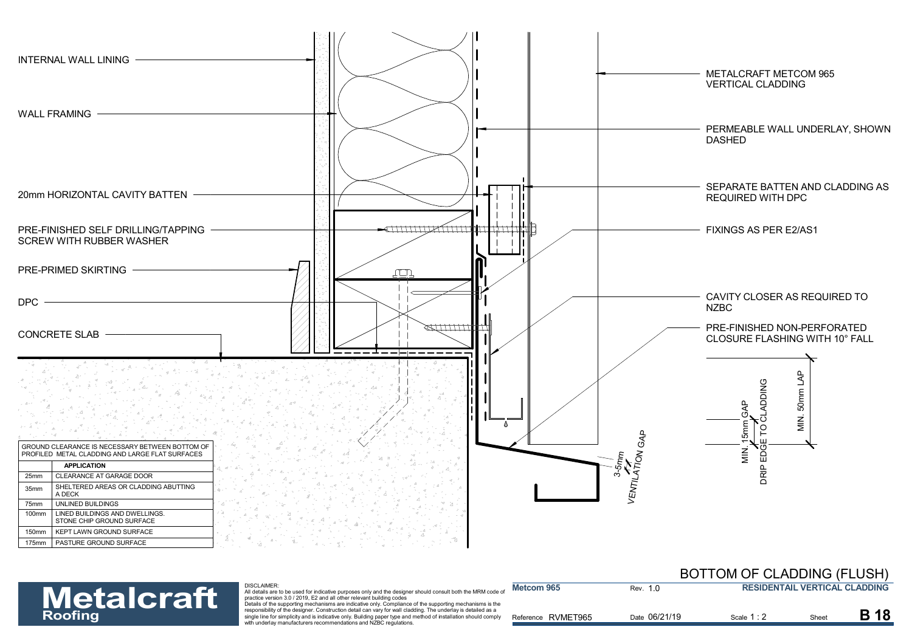INTERNAL WALL LINING

WALL FRAMING

20mm HORIZONTAL CAVITY BATTEN

PRE-FINISHED SELF DRILLING/TAPPING SCREW WITH RUBBER WASHER

PRE-PRIMED SKIRTING

DPC

CONCRETE SLAB

METALCRAFT METCOM 965 VERTICAL CLADDING

PERMEABLE WALL UNDERLAY, SHOWN DASHED

SEPARATE BATTEN AND CLADDING AS REQUIRED WITH DPC

FIXINGS AS PER E2/AS1

CAVITY CLOSER AS REQUIRED TO NZBC

PRE-FINISHED NON-PERFORATED CLOSURE FLASHING WITH 10° FALL

MIN. 15mm GAP DRIP EDGE TO CLADDING

MIN. 50mm LAP

3-5mm VENTILATION GAP

| GROUND CLEARANCE IS NECESSARY BETWEEN BOTTOM OF PROFILED METAL CLADDING AND LARGE FLAT SURFACES | |
|---|---|
| | **APPLICATION** |
| 25mm | CLEARANCE AT GARAGE DOOR |
| 35mm | SHELTERED AREAS OR CLADDING ABUTTING A DECK |
| 75mm | UNLINED BUILDINGS |
| 100mm | LINED BUILDINGS AND DWELLINGS. STONE CHIP GROUND SURFACE |
| 150mm | KEPT LAWN GROUND SURFACE |
| 175mm | PASTURE GROUND SURFACE |

# BOTTOM OF CLADDING (FLUSH)

**Metalcraft Roofing**

DISCLAIMER:
All details are to be used for indicative purposes only and the designer should consult both the MRM code of practice version 3.0 / 2019, E2 and all other relevant building codes
Details of the supporting mechanisms are indicative only. Compliance of the supporting mechanisms is the responsibility of the designer. Construction detail can vary for wall cladding. The underlay is detailed as a single line for simplicity and is indicative only. Building paper type and method of installation should comply with underlay manufacturers recommendations and NZBC regulations.

| | | | | |
|---|---|---|---|---|
| **Metcom 965** | Rev. 1.0 | **RESIDENTAIL VERTICAL CLADDING** | | |
| Reference RVMET965 | Date 06/21/19 | Scale 1 : 2 | Sheet | **B 18** |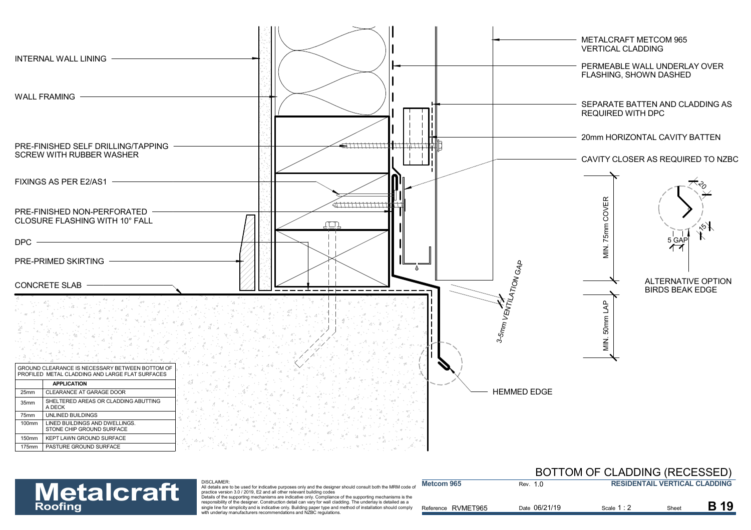INTERNAL WALL LINING

WALL FRAMING

PRE-FINISHED SELF DRILLING/TAPPING SCREW WITH RUBBER WASHER

FIXINGS AS PER E2/AS1

PRE-FINISHED NON-PERFORATED CLOSURE FLASHING WITH 10° FALL

DPC

PRE-PRIMED SKIRTING

CONCRETE SLAB

METALCRAFT METCOM 965 VERTICAL CLADDING

PERMEABLE WALL UNDERLAY OVER FLASHING, SHOWN DASHED

SEPARATE BATTEN AND CLADDING AS REQUIRED WITH DPC

20mm HORIZONTAL CAVITY BATTEN

CAVITY CLOSER AS REQUIRED TO NZBC

MIN. 75mm COVER

MIN. 50mm LAP

3-5mm VENTILATION GAP

HEMMED EDGE

20

15

5 GAP

ALTERNATIVE OPTION BIRDS BEAK EDGE

| GROUND CLEARANCE IS NECESSARY BETWEEN BOTTOM OF PROFILED METAL CLADDING AND LARGE FLAT SURFACES | |
|---|---|
| | **APPLICATION** |
| 25mm | CLEARANCE AT GARAGE DOOR |
| 35mm | SHELTERED AREAS OR CLADDING ABUTTING A DECK |
| 75mm | UNLINED BUILDINGS |
| 100mm | LINED BUILDINGS AND DWELLINGS. STONE CHIP GROUND SURFACE |
| 150mm | KEPT LAWN GROUND SURFACE |
| 175mm | PASTURE GROUND SURFACE |

# BOTTOM OF CLADDING (RECESSED)

**Metalcraft Roofing**

DISCLAIMER:
All details are to be used for indicative purposes only and the designer should consult both the MRM code of practice version 3.0 / 2019, E2 and all other relevant building codes
Details of the supporting mechanisms are indicative only. Compliance of the supporting mechanisms is the responsibility of the designer. Construction detail can vary for wall cladding. The underlay is detailed as a single line for simplicity and is indicative only. Building paper type and method of installation should comply with underlay manufacturers recommendations and NZBC regulations.

**Metcom 965** | Rev. 1.0 | **RESIDENTAIL VERTICAL CLADDING**

Reference RVMET965 | Date 06/21/19 | Scale 1 : 2 | Sheet **B 19**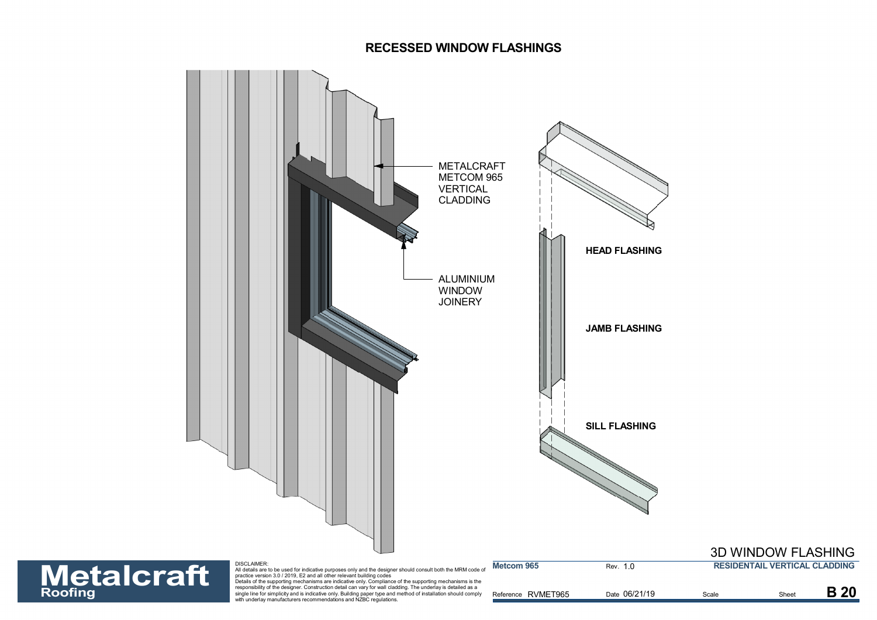# RECESSED WINDOW FLASHINGS

METALCRAFT METCOM 965 VERTICAL CLADDING

ALUMINIUM WINDOW JOINERY

HEAD FLASHING

JAMB FLASHING

SILL FLASHING

3D WINDOW FLASHING

DISCLAIMER:
All details are to be used for indicative purposes only and the designer should consult both the MRM code of practice version 3.0 / 2019, E2 and all other relevant building codes
Details of the supporting mechanisms are indicative only. Compliance of the supporting mechanisms is the responsibility of the designer. Construction detail can vary for wall cladding. The underlay is detailed as a single line for simplicity and is indicative only. Building paper type and method of installation should comply with underlay manufacturers recommendations and NZBC regulations.

| | | | |
|---|---|---|---|
| Metcom 965 | Rev. 1.0 | RESIDENTAIL VERTICAL CLADDING | |
| Reference RVMET965 | Date 06/21/19 | Scale | Sheet B 20 |

Metalcraft Roofing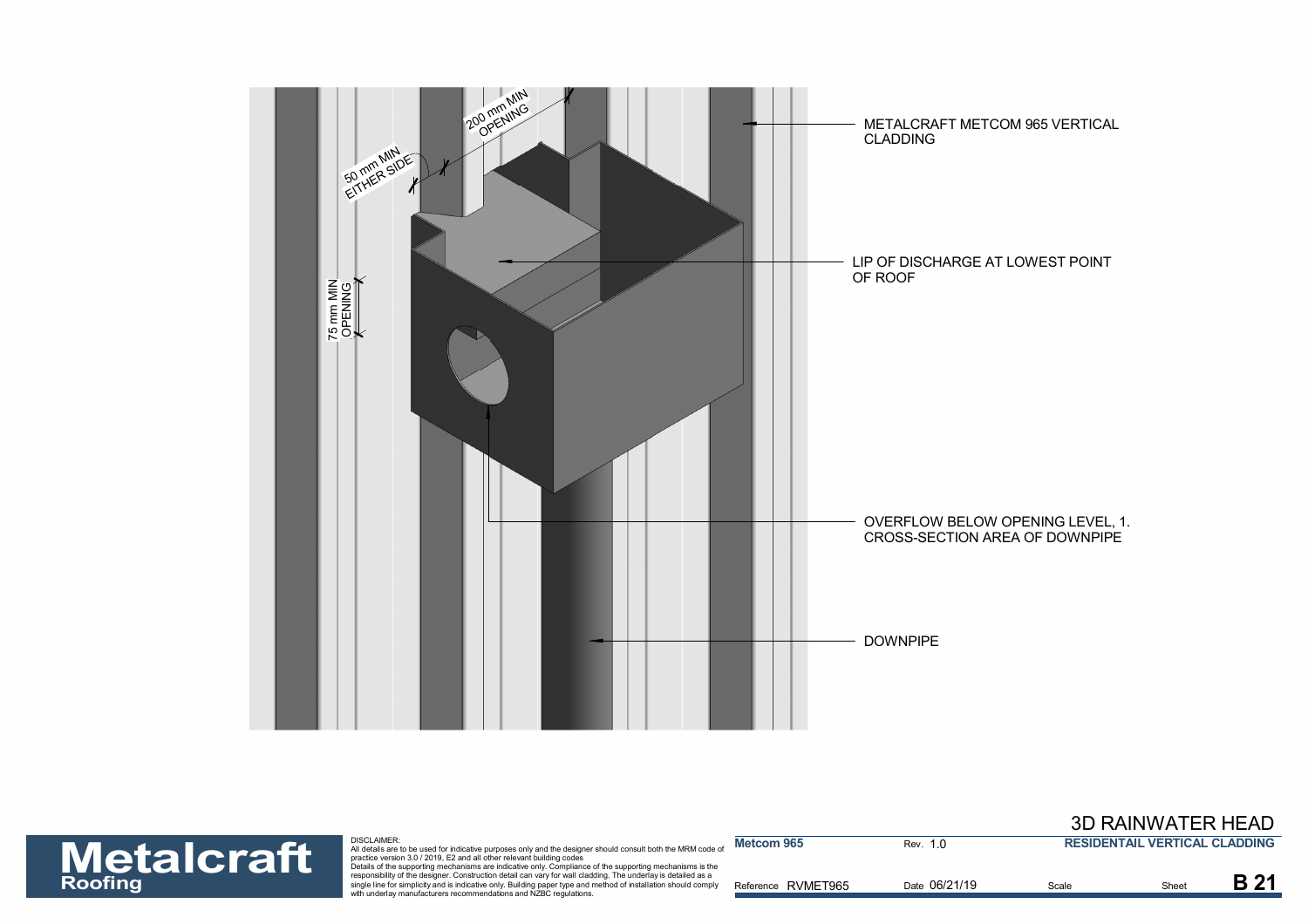METALCRAFT METCOM 965 VERTICAL CLADDING

LIP OF DISCHARGE AT LOWEST POINT OF ROOF

OVERFLOW BELOW OPENING LEVEL, 1. CROSS-SECTION AREA OF DOWNPIPE

DOWNPIPE

200 mm MIN OPENING

50 mm MIN EITHER SIDE

75 mm MIN OPENING

**Metalcraft Roofing**

DISCLAIMER:
All details are to be used for indicative purposes only and the designer should consult both the MRM code of practice version 3.0 / 2019, E2 and all other relevant building codes
Details of the supporting mechanisms are indicative only. Compliance of the supporting mechanisms is the responsibility of the designer. Construction detail can vary for wall cladding. The underlay is detailed as a single line for simplicity and is indicative only. Building paper type and method of installation should comply with underlay manufacturers recommendations and NZBC regulations.

# 3D RAINWATER HEAD

| | | | |
|---|---|---|---|
| **Metcom 965** | Rev. 1.0 | **RESIDENTAIL VERTICAL CLADDING** | |
| Reference RVMET965 | Date 06/21/19 | Scale | Sheet **B 21** |